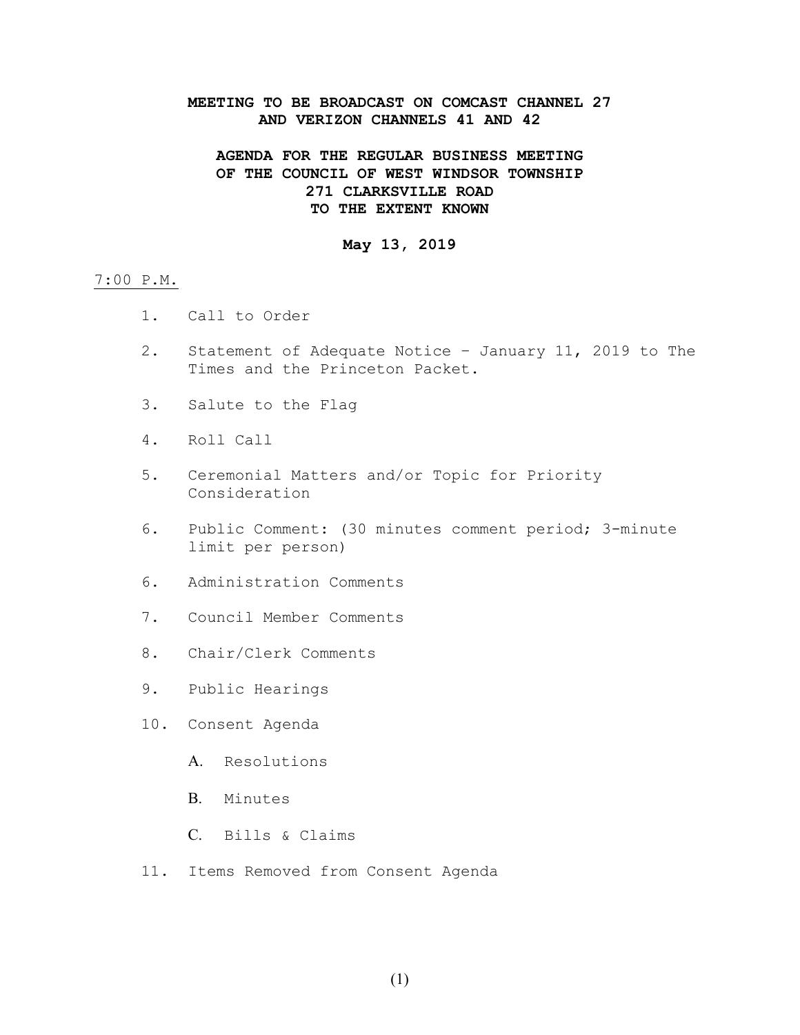**MEETING TO BE BROADCAST ON COMCAST CHANNEL 27**
**AND VERIZON CHANNELS 41 AND 42**

**AGENDA FOR THE REGULAR BUSINESS MEETING**
**OF THE COUNCIL OF WEST WINDSOR TOWNSHIP**
**271 CLARKSVILLE ROAD**
**TO THE EXTENT KNOWN**

**May 13, 2019**

7:00 P.M.

1. Call to Order

2. Statement of Adequate Notice – January 11, 2019 to The Times and the Princeton Packet.

3. Salute to the Flag

4. Roll Call

5. Ceremonial Matters and/or Topic for Priority Consideration

6. Public Comment: (30 minutes comment period; 3-minute limit per person)

6. Administration Comments

7. Council Member Comments

8. Chair/Clerk Comments

9. Public Hearings

10. Consent Agenda

    A. Resolutions

    B. Minutes

    C. Bills & Claims

11. Items Removed from Consent Agenda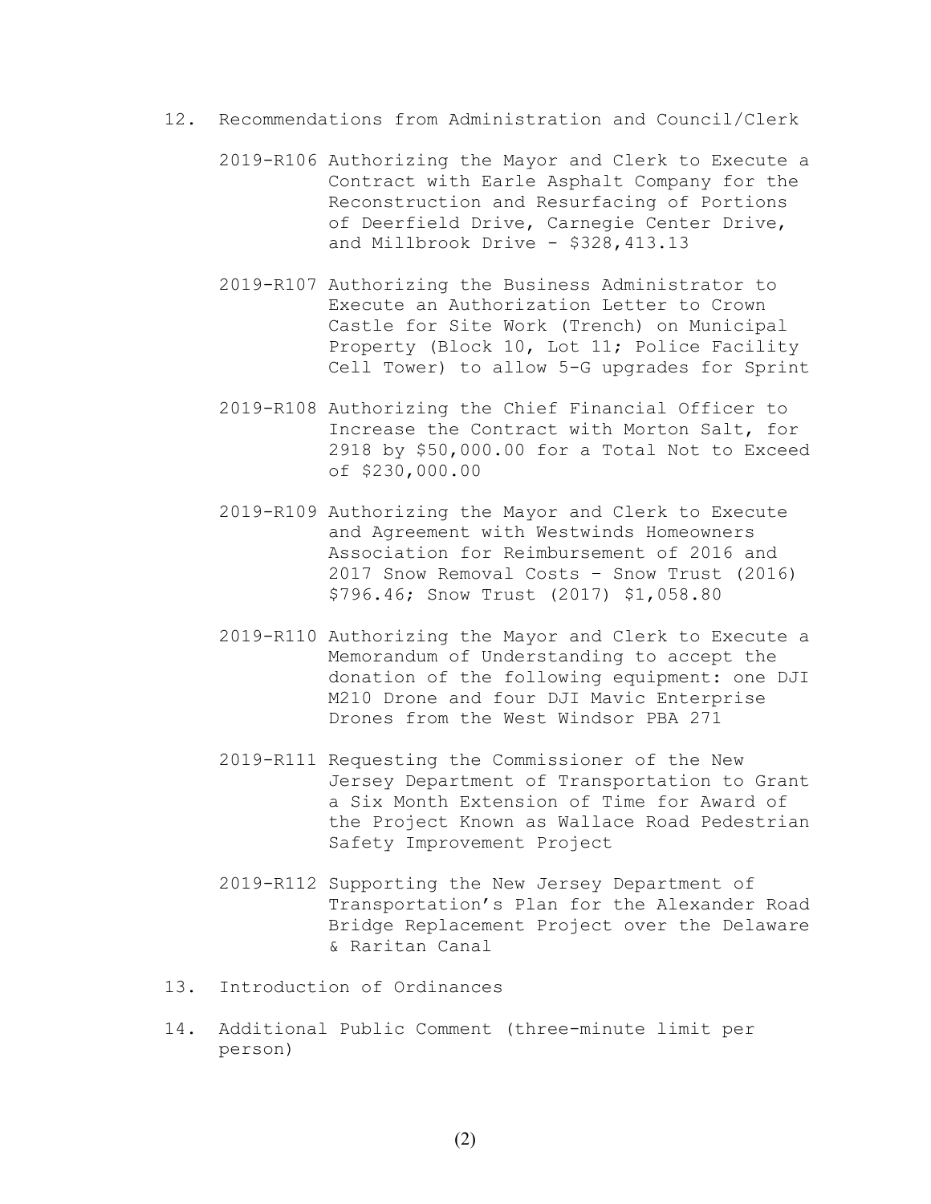12. Recommendations from Administration and Council/Clerk

    2019-R106 Authorizing the Mayor and Clerk to Execute a Contract with Earle Asphalt Company for the Reconstruction and Resurfacing of Portions of Deerfield Drive, Carnegie Center Drive, and Millbrook Drive - $328,413.13

    2019-R107 Authorizing the Business Administrator to Execute an Authorization Letter to Crown Castle for Site Work (Trench) on Municipal Property (Block 10, Lot 11; Police Facility Cell Tower) to allow 5-G upgrades for Sprint

    2019-R108 Authorizing the Chief Financial Officer to Increase the Contract with Morton Salt, for 2918 by $50,000.00 for a Total Not to Exceed of $230,000.00

    2019-R109 Authorizing the Mayor and Clerk to Execute and Agreement with Westwinds Homeowners Association for Reimbursement of 2016 and 2017 Snow Removal Costs – Snow Trust (2016) $796.46; Snow Trust (2017) $1,058.80

    2019-R110 Authorizing the Mayor and Clerk to Execute a Memorandum of Understanding to accept the donation of the following equipment: one DJI M210 Drone and four DJI Mavic Enterprise Drones from the West Windsor PBA 271

    2019-R111 Requesting the Commissioner of the New Jersey Department of Transportation to Grant a Six Month Extension of Time for Award of the Project Known as Wallace Road Pedestrian Safety Improvement Project

    2019-R112 Supporting the New Jersey Department of Transportation's Plan for the Alexander Road Bridge Replacement Project over the Delaware & Raritan Canal

13. Introduction of Ordinances

14. Additional Public Comment (three-minute limit per person)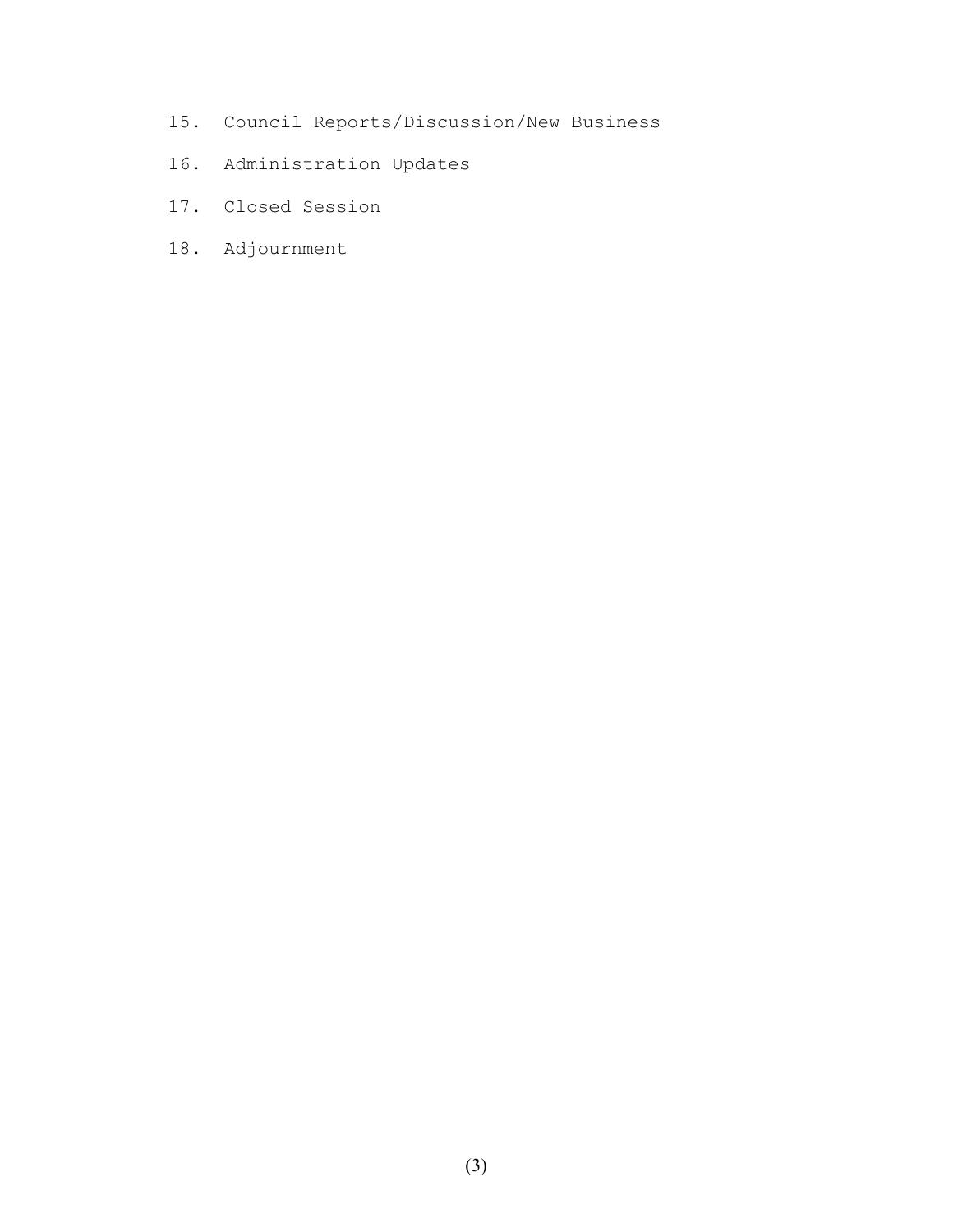15. Council Reports/Discussion/New Business
16. Administration Updates
17. Closed Session
18. Adjournment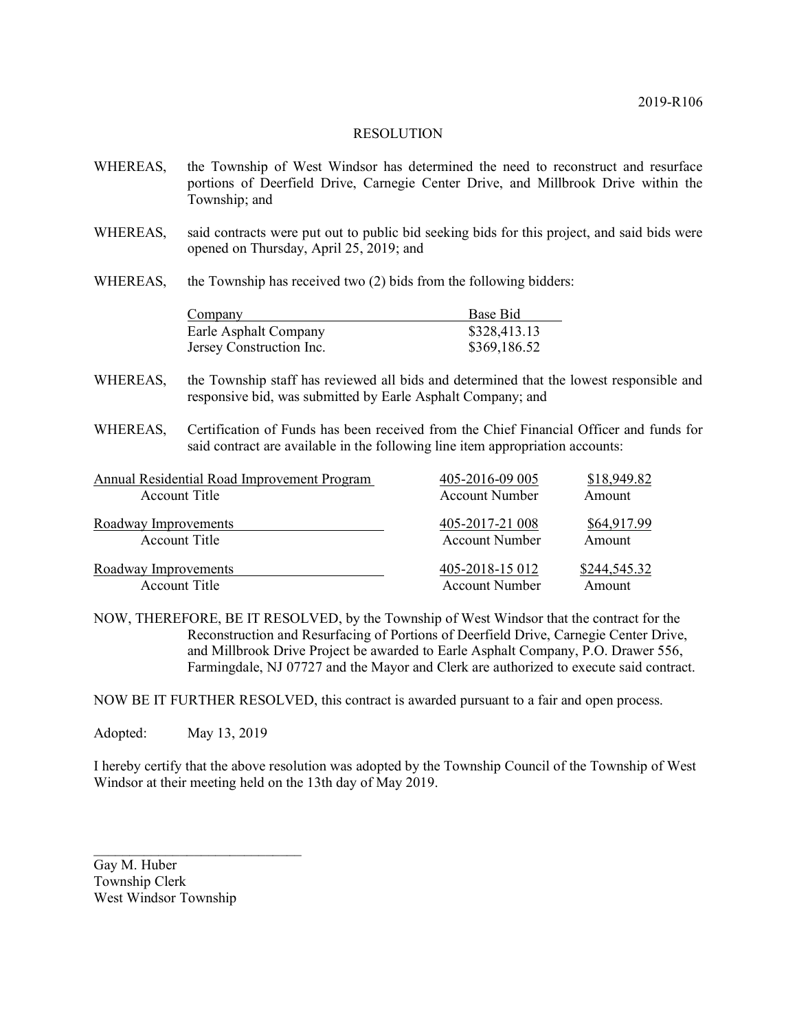2019-R106

RESOLUTION

WHEREAS, the Township of West Windsor has determined the need to reconstruct and resurface portions of Deerfield Drive, Carnegie Center Drive, and Millbrook Drive within the Township; and

WHEREAS, said contracts were put out to public bid seeking bids for this project, and said bids were opened on Thursday, April 25, 2019; and

WHEREAS, the Township has received two (2) bids from the following bidders:

| Company | Base Bid |
|---|---|
| Earle Asphalt Company | $328,413.13 |
| Jersey Construction Inc. | $369,186.52 |

WHEREAS, the Township staff has reviewed all bids and determined that the lowest responsible and responsive bid, was submitted by Earle Asphalt Company; and

WHEREAS, Certification of Funds has been received from the Chief Financial Officer and funds for said contract are available in the following line item appropriation accounts:

| Account Title | Account Number | Amount |
|---|---|---|
| Annual Residential Road Improvement Program | 405-2016-09 005 | $18,949.82 |
| Roadway Improvements | 405-2017-21 008 | $64,917.99 |
| Roadway Improvements | 405-2018-15 012 | $244,545.32 |

NOW, THEREFORE, BE IT RESOLVED, by the Township of West Windsor that the contract for the Reconstruction and Resurfacing of Portions of Deerfield Drive, Carnegie Center Drive, and Millbrook Drive Project be awarded to Earle Asphalt Company, P.O. Drawer 556, Farmingdale, NJ 07727 and the Mayor and Clerk are authorized to execute said contract.

NOW BE IT FURTHER RESOLVED, this contract is awarded pursuant to a fair and open process.

Adopted: May 13, 2019

I hereby certify that the above resolution was adopted by the Township Council of the Township of West Windsor at their meeting held on the 13th day of May 2019.

______________________________

Gay M. Huber
Township Clerk
West Windsor Township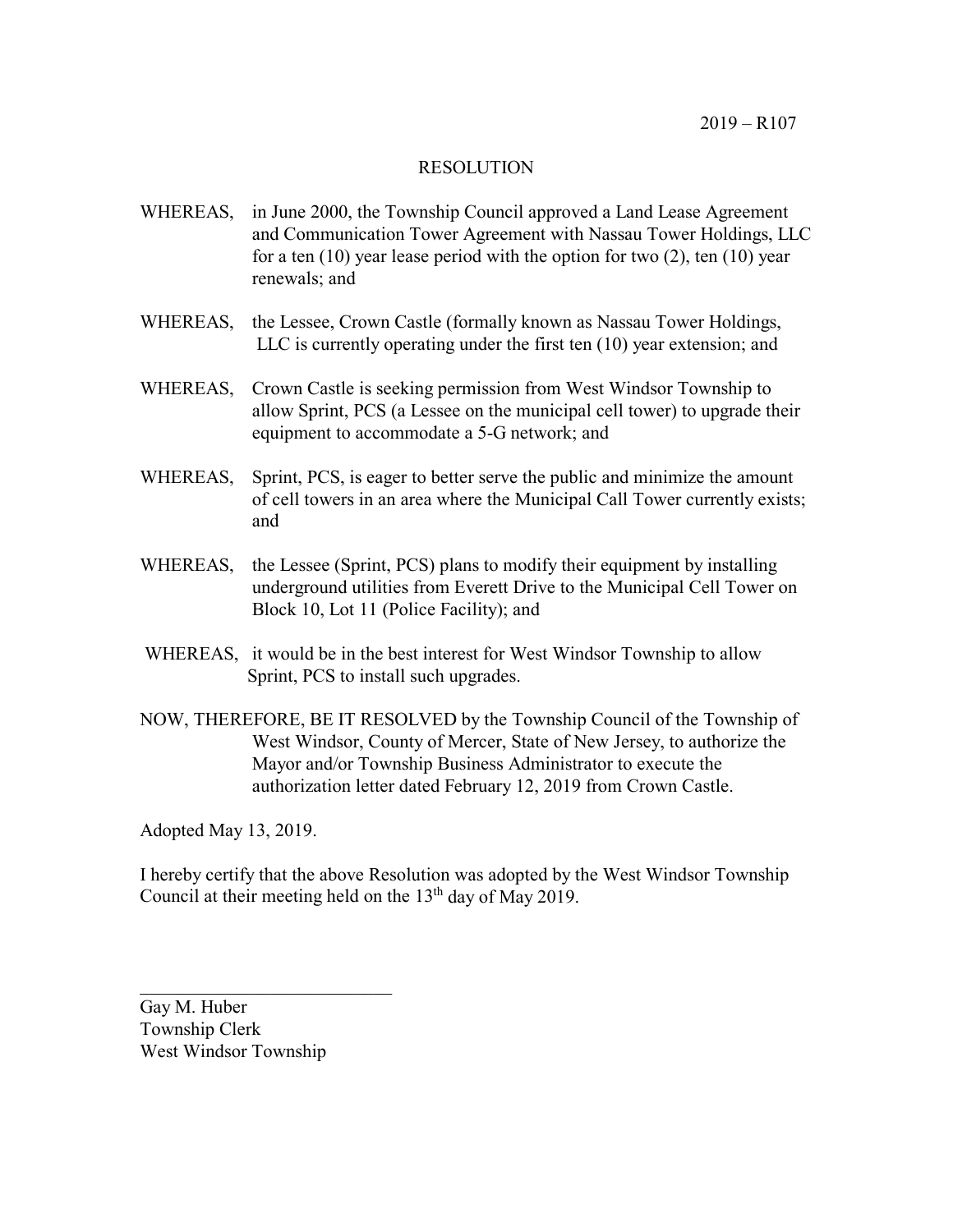2019 – R107

RESOLUTION

WHEREAS, in June 2000, the Township Council approved a Land Lease Agreement and Communication Tower Agreement with Nassau Tower Holdings, LLC for a ten (10) year lease period with the option for two (2), ten (10) year renewals; and

WHEREAS, the Lessee, Crown Castle (formally known as Nassau Tower Holdings, LLC is currently operating under the first ten (10) year extension; and

WHEREAS, Crown Castle is seeking permission from West Windsor Township to allow Sprint, PCS (a Lessee on the municipal cell tower) to upgrade their equipment to accommodate a 5-G network; and

WHEREAS, Sprint, PCS, is eager to better serve the public and minimize the amount of cell towers in an area where the Municipal Call Tower currently exists; and

WHEREAS, the Lessee (Sprint, PCS) plans to modify their equipment by installing underground utilities from Everett Drive to the Municipal Cell Tower on Block 10, Lot 11 (Police Facility); and

WHEREAS, it would be in the best interest for West Windsor Township to allow Sprint, PCS to install such upgrades.

NOW, THEREFORE, BE IT RESOLVED by the Township Council of the Township of West Windsor, County of Mercer, State of New Jersey, to authorize the Mayor and/or Township Business Administrator to execute the authorization letter dated February 12, 2019 from Crown Castle.

Adopted May 13, 2019.

I hereby certify that the above Resolution was adopted by the West Windsor Township Council at their meeting held on the 13th day of May 2019.

\_\_\_\_\_\_\_\_\_\_\_\_\_\_\_\_\_\_\_\_\_\_\_\_\_\_\_\_

Gay M. Huber
Township Clerk
West Windsor Township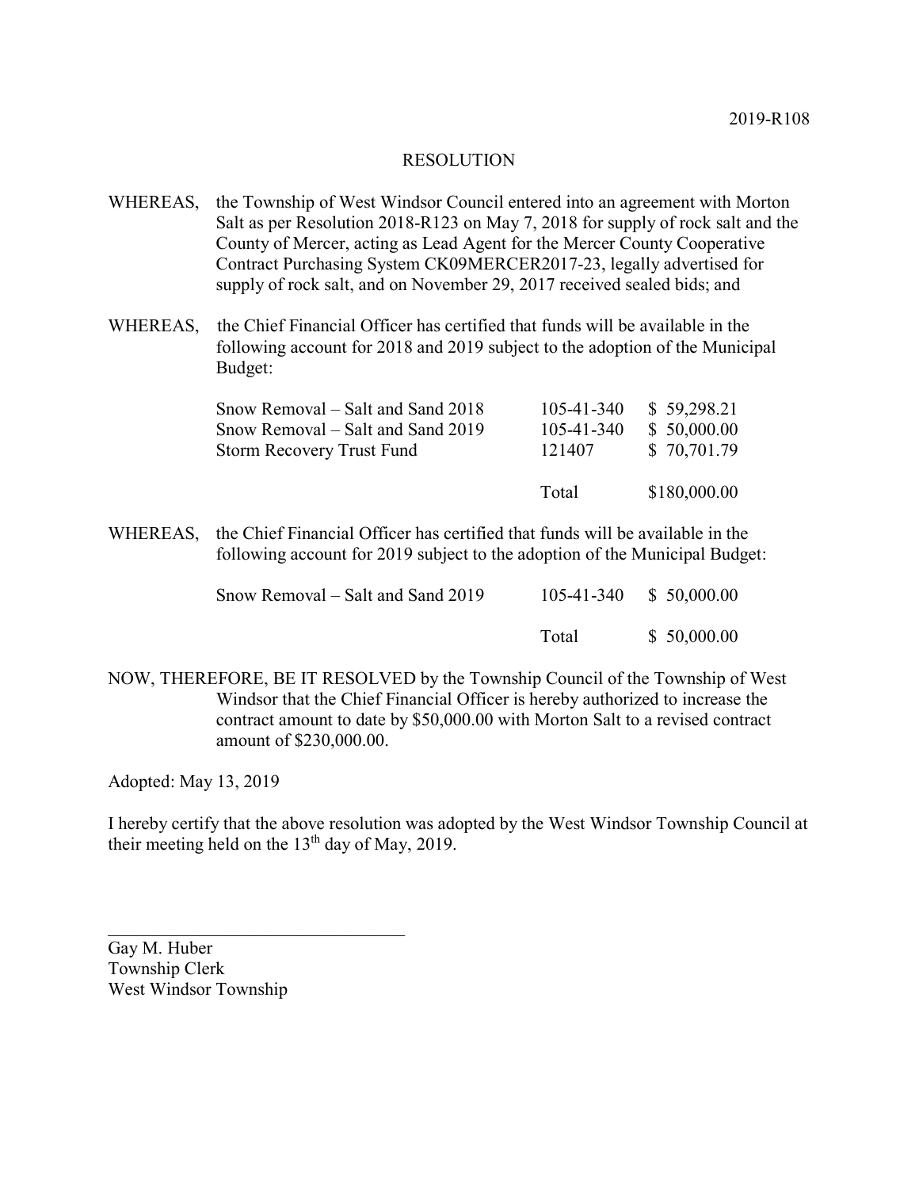2019-R108

RESOLUTION

WHEREAS, the Township of West Windsor Council entered into an agreement with Morton Salt as per Resolution 2018-R123 on May 7, 2018 for supply of rock salt and the County of Mercer, acting as Lead Agent for the Mercer County Cooperative Contract Purchasing System CK09MERCER2017-23, legally advertised for supply of rock salt, and on November 29, 2017 received sealed bids; and

WHEREAS, the Chief Financial Officer has certified that funds will be available in the following account for 2018 and 2019 subject to the adoption of the Municipal Budget:

| | | |
|---|---|---|
| Snow Removal – Salt and Sand 2018 | 105-41-340 | \$ 59,298.21 |
| Snow Removal – Salt and Sand 2019 | 105-41-340 | \$ 50,000.00 |
| Storm Recovery Trust Fund | 121407 | \$ 70,701.79 |
| | Total | \$180,000.00 |

WHEREAS, the Chief Financial Officer has certified that funds will be available in the following account for 2019 subject to the adoption of the Municipal Budget:

| | | |
|---|---|---|
| Snow Removal – Salt and Sand 2019 | 105-41-340 | \$ 50,000.00 |
| | Total | \$ 50,000.00 |

NOW, THEREFORE, BE IT RESOLVED by the Township Council of the Township of West Windsor that the Chief Financial Officer is hereby authorized to increase the contract amount to date by \$50,000.00 with Morton Salt to a revised contract amount of \$230,000.00.

Adopted: May 13, 2019

I hereby certify that the above resolution was adopted by the West Windsor Township Council at their meeting held on the 13th day of May, 2019.

\_\_\_\_\_\_\_\_\_\_\_\_\_\_\_\_\_\_\_\_\_\_\_\_\_\_\_\_\_\_\_\_\_\_

Gay M. Huber
Township Clerk
West Windsor Township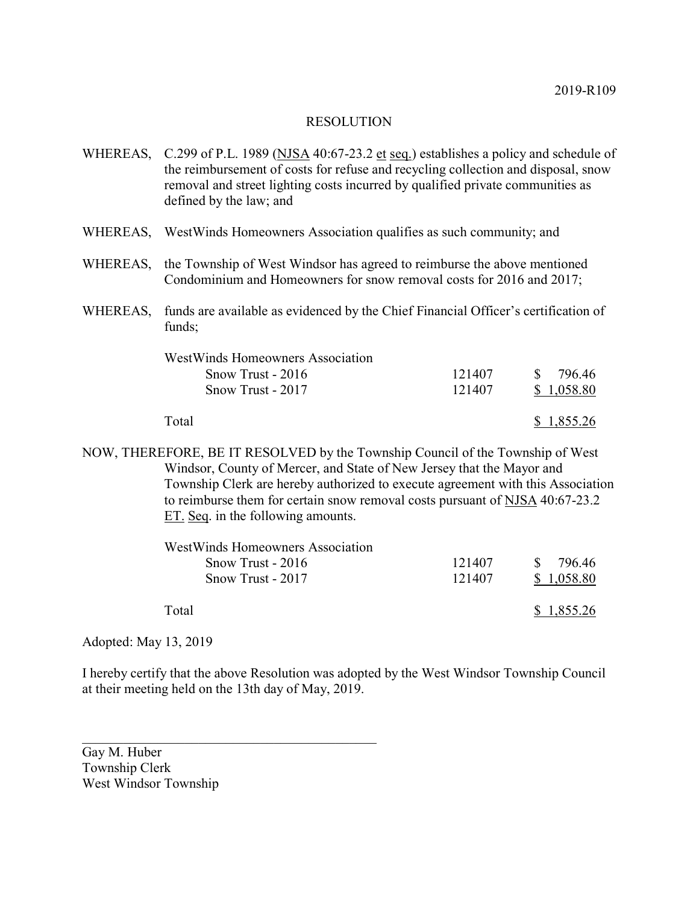2019-R109

RESOLUTION

WHEREAS, C.299 of P.L. 1989 (NJSA 40:67-23.2 et seq.) establishes a policy and schedule of the reimbursement of costs for refuse and recycling collection and disposal, snow removal and street lighting costs incurred by qualified private communities as defined by the law; and

WHEREAS, WestWinds Homeowners Association qualifies as such community; and

WHEREAS, the Township of West Windsor has agreed to reimburse the above mentioned Condominium and Homeowners for snow removal costs for 2016 and 2017;

WHEREAS, funds are available as evidenced by the Chief Financial Officer's certification of funds;

| WestWinds Homeowners Association | | |
|---|---|---|
| Snow Trust - 2016 | 121407 | $ 796.46 |
| Snow Trust - 2017 | 121407 | $ 1,058.80 |
| Total | | $ 1,855.26 |

NOW, THEREFORE, BE IT RESOLVED by the Township Council of the Township of West Windsor, County of Mercer, and State of New Jersey that the Mayor and Township Clerk are hereby authorized to execute agreement with this Association to reimburse them for certain snow removal costs pursuant of NJSA 40:67-23.2 ET. Seq. in the following amounts.

| WestWinds Homeowners Association | | |
|---|---|---|
| Snow Trust - 2016 | 121407 | $ 796.46 |
| Snow Trust - 2017 | 121407 | $ 1,058.80 |
| Total | | $ 1,855.26 |

Adopted: May 13, 2019

I hereby certify that the above Resolution was adopted by the West Windsor Township Council at their meeting held on the 13th day of May, 2019.

\_\_\_\_\_\_\_\_\_\_\_\_\_\_\_\_\_\_\_\_\_\_\_\_\_\_\_\_\_\_\_\_\_\_\_\_\_\_\_\_

Gay M. Huber
Township Clerk
West Windsor Township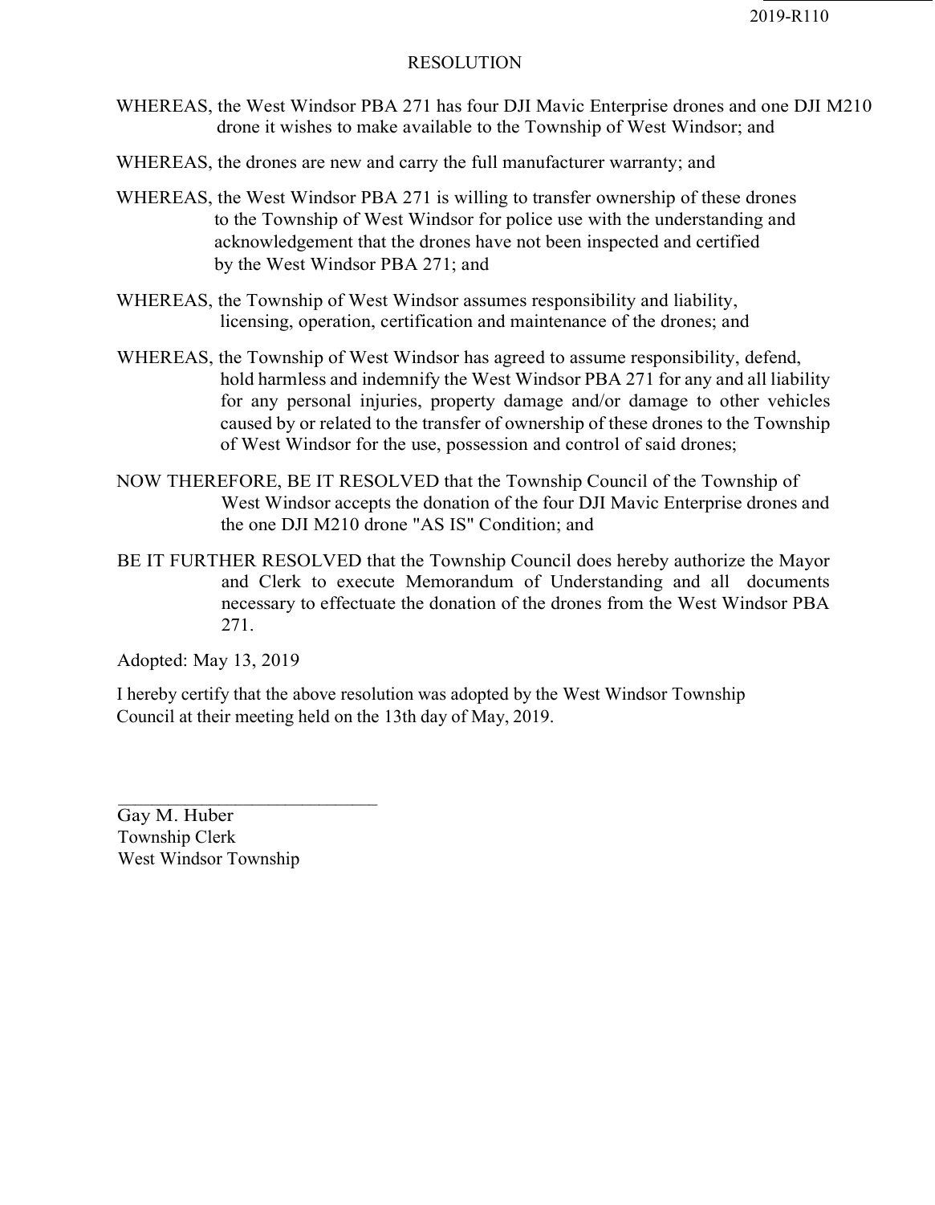2019-R110

# RESOLUTION

WHEREAS, the West Windsor PBA 271 has four DJI Mavic Enterprise drones and one DJI M210 drone it wishes to make available to the Township of West Windsor; and

WHEREAS, the drones are new and carry the full manufacturer warranty; and

WHEREAS, the West Windsor PBA 271 is willing to transfer ownership of these drones to the Township of West Windsor for police use with the understanding and acknowledgement that the drones have not been inspected and certified by the West Windsor PBA 271; and

WHEREAS, the Township of West Windsor assumes responsibility and liability, licensing, operation, certification and maintenance of the drones; and

WHEREAS, the Township of West Windsor has agreed to assume responsibility, defend, hold harmless and indemnify the West Windsor PBA 271 for any and all liability for any personal injuries, property damage and/or damage to other vehicles caused by or related to the transfer of ownership of these drones to the Township of West Windsor for the use, possession and control of said drones;

NOW THEREFORE, BE IT RESOLVED that the Township Council of the Township of West Windsor accepts the donation of the four DJI Mavic Enterprise drones and the one DJI M210 drone "AS IS" Condition; and

BE IT FURTHER RESOLVED that the Township Council does hereby authorize the Mayor and Clerk to execute Memorandum of Understanding and all documents necessary to effectuate the donation of the drones from the West Windsor PBA 271.

Adopted: May 13, 2019

I hereby certify that the above resolution was adopted by the West Windsor Township Council at their meeting held on the 13th day of May, 2019.

\_\_\_\_\_\_\_\_\_\_\_\_\_\_\_\_\_\_\_\_\_\_\_\_\_\_\_\_

Gay M. Huber
Township Clerk
West Windsor Township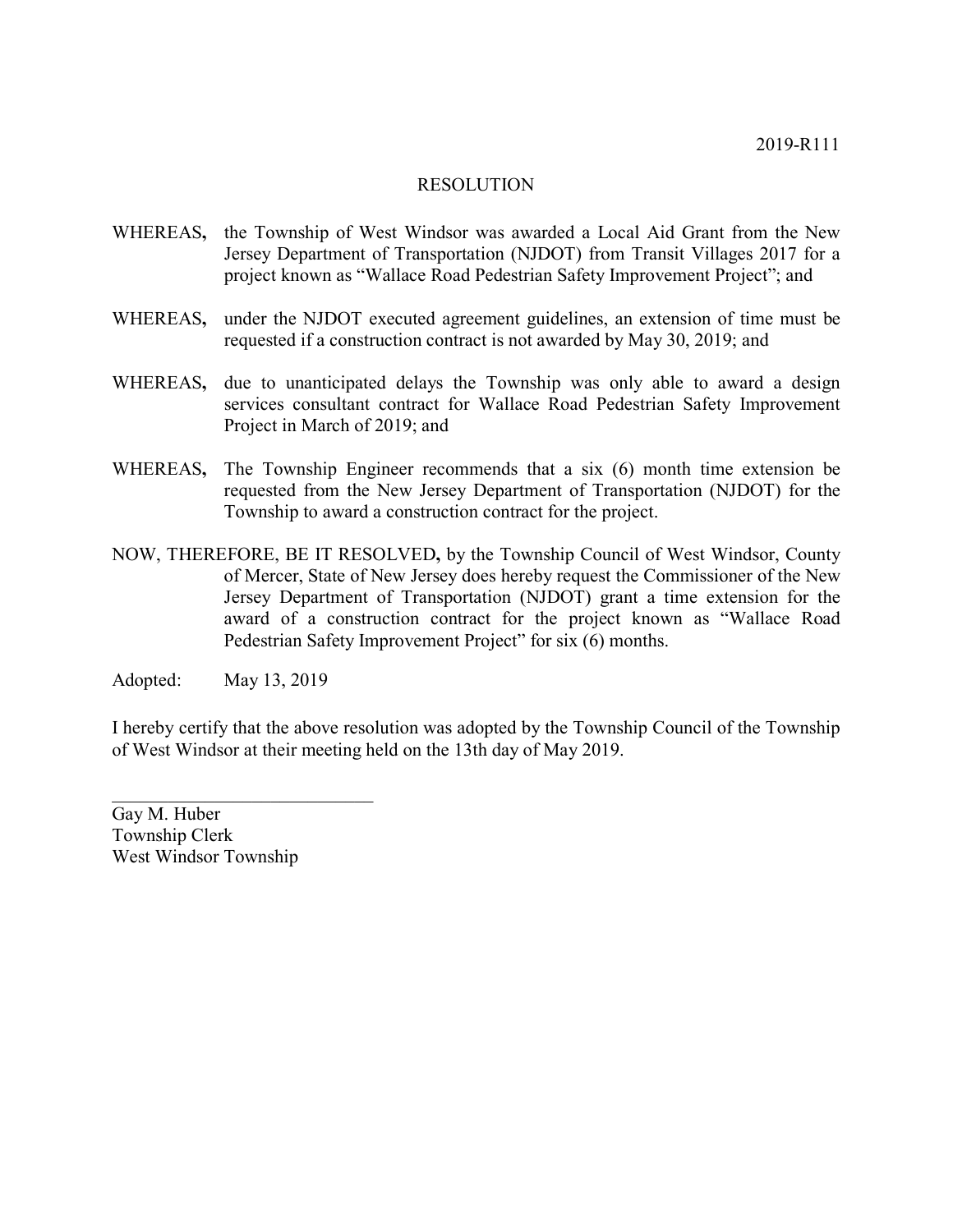2019-R111

# RESOLUTION

**WHEREAS,** the Township of West Windsor was awarded a Local Aid Grant from the New Jersey Department of Transportation (NJDOT) from Transit Villages 2017 for a project known as "Wallace Road Pedestrian Safety Improvement Project"; and

**WHEREAS,** under the NJDOT executed agreement guidelines, an extension of time must be requested if a construction contract is not awarded by May 30, 2019; and

**WHEREAS,** due to unanticipated delays the Township was only able to award a design services consultant contract for Wallace Road Pedestrian Safety Improvement Project in March of 2019; and

**WHEREAS,** The Township Engineer recommends that a six (6) month time extension be requested from the New Jersey Department of Transportation (NJDOT) for the Township to award a construction contract for the project.

NOW, THEREFORE, BE IT RESOLVED**,** by the Township Council of West Windsor, County of Mercer, State of New Jersey does hereby request the Commissioner of the New Jersey Department of Transportation (NJDOT) grant a time extension for the award of a construction contract for the project known as "Wallace Road Pedestrian Safety Improvement Project" for six (6) months.

Adopted: May 13, 2019

I hereby certify that the above resolution was adopted by the Township Council of the Township of West Windsor at their meeting held on the 13th day of May 2019.

\_\_\_\_\_\_\_\_\_\_\_\_\_\_\_\_\_\_\_\_\_\_\_\_\_\_\_\_

Gay M. Huber
Township Clerk
West Windsor Township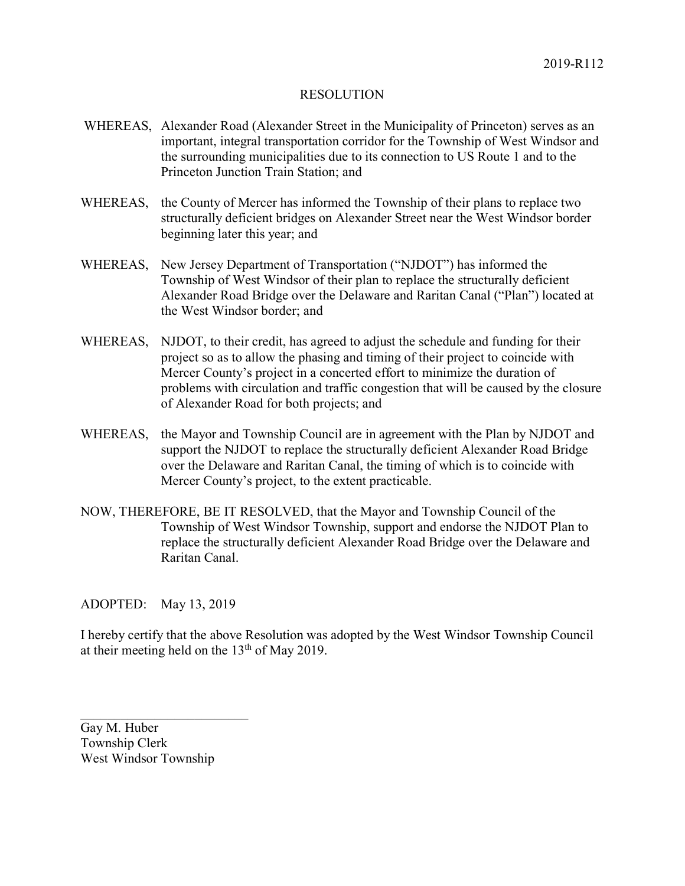2019-R112

# RESOLUTION

WHEREAS, Alexander Road (Alexander Street in the Municipality of Princeton) serves as an important, integral transportation corridor for the Township of West Windsor and the surrounding municipalities due to its connection to US Route 1 and to the Princeton Junction Train Station; and

WHEREAS, the County of Mercer has informed the Township of their plans to replace two structurally deficient bridges on Alexander Street near the West Windsor border beginning later this year; and

WHEREAS, New Jersey Department of Transportation ("NJDOT") has informed the Township of West Windsor of their plan to replace the structurally deficient Alexander Road Bridge over the Delaware and Raritan Canal ("Plan") located at the West Windsor border; and

WHEREAS, NJDOT, to their credit, has agreed to adjust the schedule and funding for their project so as to allow the phasing and timing of their project to coincide with Mercer County's project in a concerted effort to minimize the duration of problems with circulation and traffic congestion that will be caused by the closure of Alexander Road for both projects; and

WHEREAS, the Mayor and Township Council are in agreement with the Plan by NJDOT and support the NJDOT to replace the structurally deficient Alexander Road Bridge over the Delaware and Raritan Canal, the timing of which is to coincide with Mercer County's project, to the extent practicable.

NOW, THEREFORE, BE IT RESOLVED, that the Mayor and Township Council of the Township of West Windsor Township, support and endorse the NJDOT Plan to replace the structurally deficient Alexander Road Bridge over the Delaware and Raritan Canal.

ADOPTED: May 13, 2019

I hereby certify that the above Resolution was adopted by the West Windsor Township Council at their meeting held on the 13th of May 2019.

\_\_\_\_\_\_\_\_\_\_\_\_\_\_\_\_\_\_\_\_\_\_\_\_\_\_

Gay M. Huber
Township Clerk
West Windsor Township